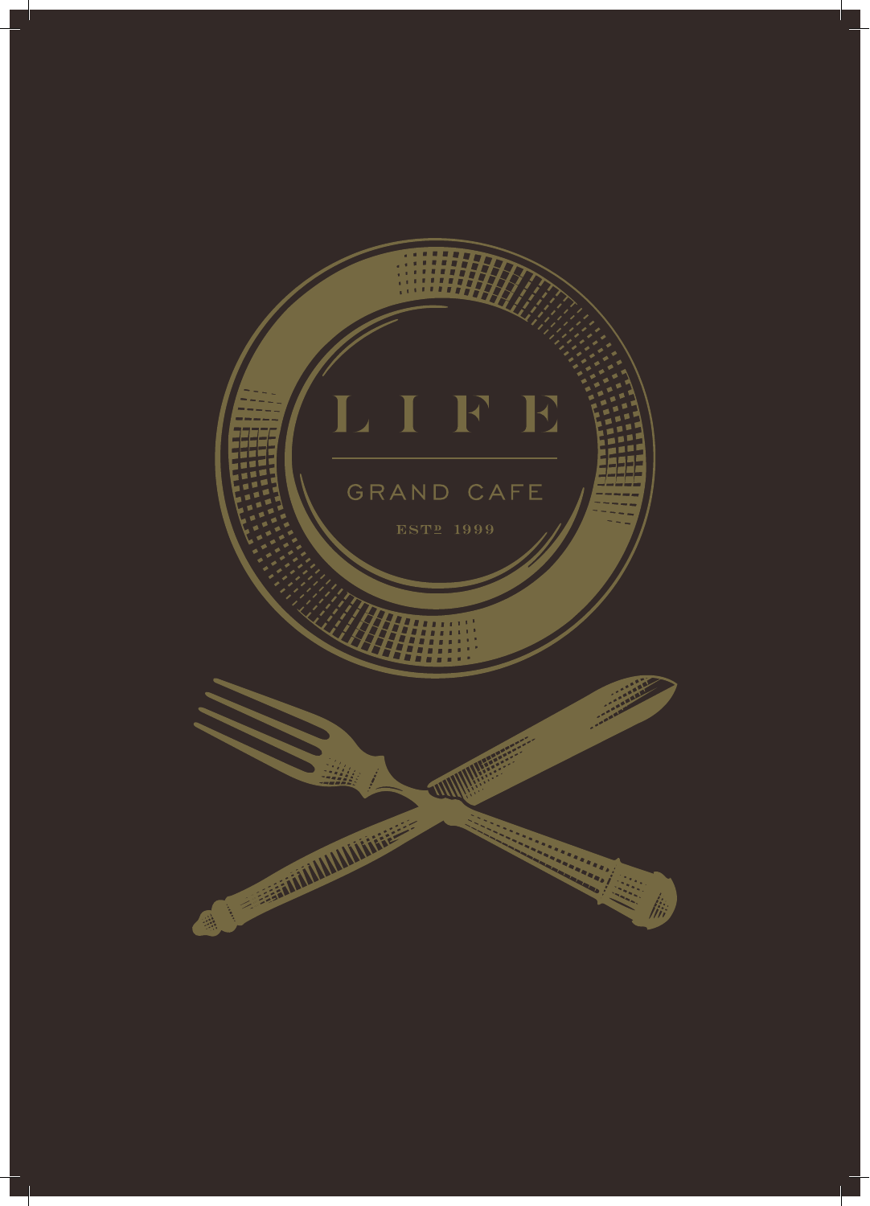# LIFE

## GRAND CAFE

EST^D 1999

# L I F E

## GRAND CAFE

ESTD 1999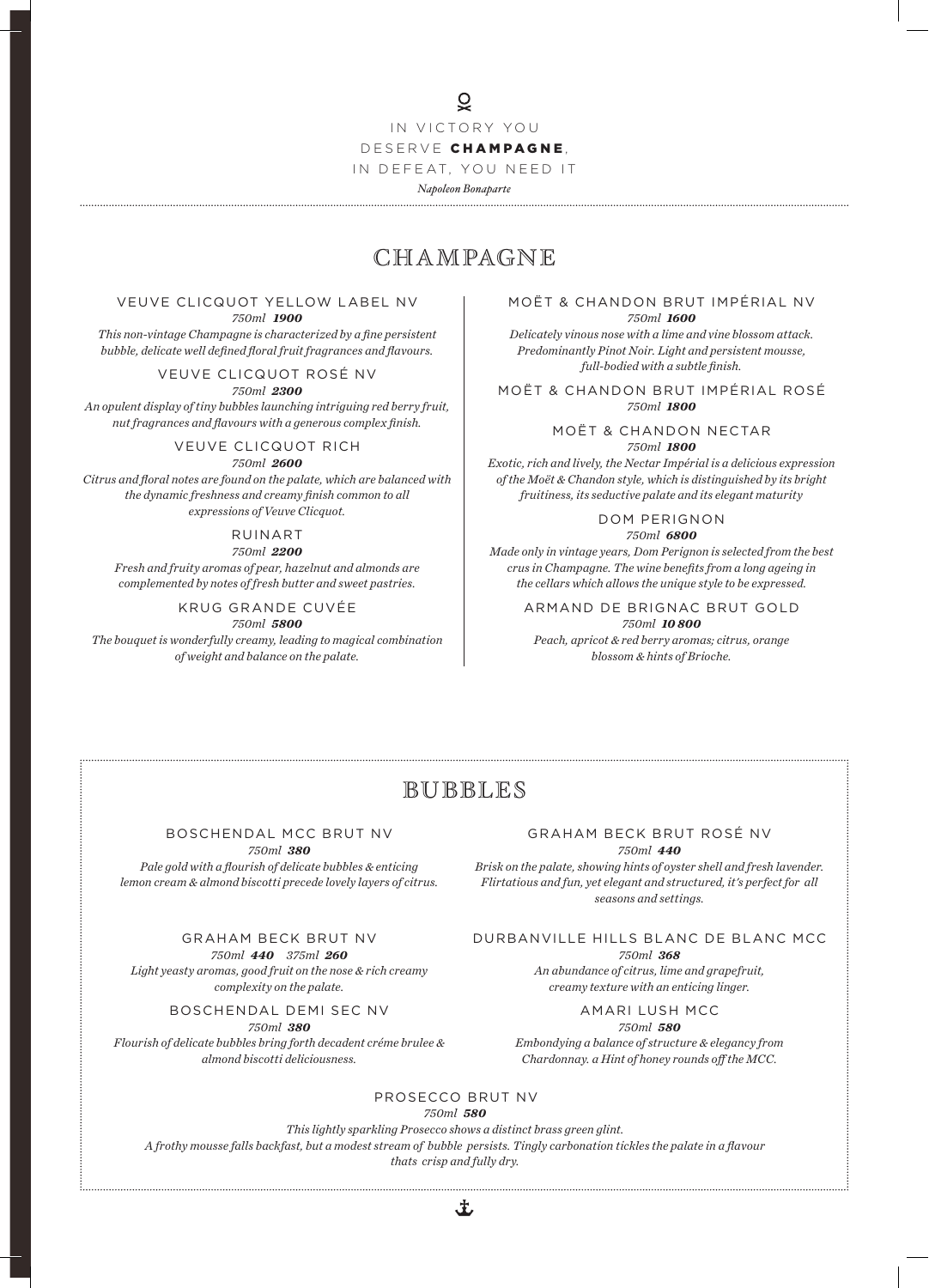IN VICTORY YOU DESERVE **CHAMPAGNE**, IN DEFEAT, YOU NEED IT

*Napoleon Bonaparte*

# CHAMPAGNE

### VEUVE CLICQUOT YELLOW LABEL NV
*750ml* ***1900***

*This non-vintage Champagne is characterized by a fine persistent bubble, delicate well defined floral fruit fragrances and flavours.*

### VEUVE CLICQUOT ROSÉ NV
*750ml* ***2300***

*An opulent display of tiny bubbles launching intriguing red berry fruit, nut fragrances and flavours with a generous complex finish.*

### VEUVE CLICQUOT RICH
*750ml* ***2600***

*Citrus and floral notes are found on the palate, which are balanced with the dynamic freshness and creamy finish common to all expressions of Veuve Clicquot.*

### RUINART
*750ml* ***2200***

*Fresh and fruity aromas of pear, hazelnut and almonds are complemented by notes of fresh butter and sweet pastries.*

### KRUG GRANDE CUVÉE
*750ml* ***5800***

*The bouquet is wonderfully creamy, leading to magical combination of weight and balance on the palate.*

### MOËT & CHANDON BRUT IMPÉRIAL NV
*750ml* ***1600***

*Delicately vinous nose with a lime and vine blossom attack. Predominantly Pinot Noir. Light and persistent mousse, full-bodied with a subtle finish.*

### MOËT & CHANDON BRUT IMPÉRIAL ROSÉ
*750ml* ***1800***

### MOËT & CHANDON NECTAR
*750ml* ***1800***

*Exotic, rich and lively, the Nectar Impérial is a delicious expression of the Moët & Chandon style, which is distinguished by its bright fruitiness, its seductive palate and its elegant maturity*

### DOM PERIGNON
*750ml* ***6800***

*Made only in vintage years, Dom Perignon is selected from the best crus in Champagne. The wine benefits from a long ageing in the cellars which allows the unique style to be expressed.*

### ARMAND DE BRIGNAC BRUT GOLD
*750ml* ***10 800***

*Peach, apricot & red berry aromas; citrus, orange blossom & hints of Brioche.*

# BUBBLES

### BOSCHENDAL MCC BRUT NV
*750ml* ***380***

*Pale gold with a flourish of delicate bubbles & enticing lemon cream & almond biscotti precede lovely layers of citrus.*

### GRAHAM BECK BRUT NV
*750ml* ***440*** *375ml* ***260***

*Light yeasty aromas, good fruit on the nose & rich creamy complexity on the palate.*

### BOSCHENDAL DEMI SEC NV
*750ml* ***380***

*Flourish of delicate bubbles bring forth decadent créme brulee & almond biscotti deliciousness.*

### GRAHAM BECK BRUT ROSÉ NV
*750ml* ***440***

*Brisk on the palate, showing hints of oyster shell and fresh lavender. Flirtatious and fun, yet elegant and structured, it's perfect for all seasons and settings.*

### DURBANVILLE HILLS BLANC DE BLANC MCC
*750ml* ***368***

*An abundance of citrus, lime and grapefruit, creamy texture with an enticing linger.*

### AMARI LUSH MCC
*750ml* ***580***

*Embondying a balance of structure & elegancy from Chardonnay. a Hint of honey rounds off the MCC.*

### PROSECCO BRUT NV
*750ml* ***580***

*This lightly sparkling Prosecco shows a distinct brass green glint. A frothy mousse falls backfast, but a modest stream of bubble persists. Tingly carbonation tickles the palate in a flavour thats crisp and fully dry.*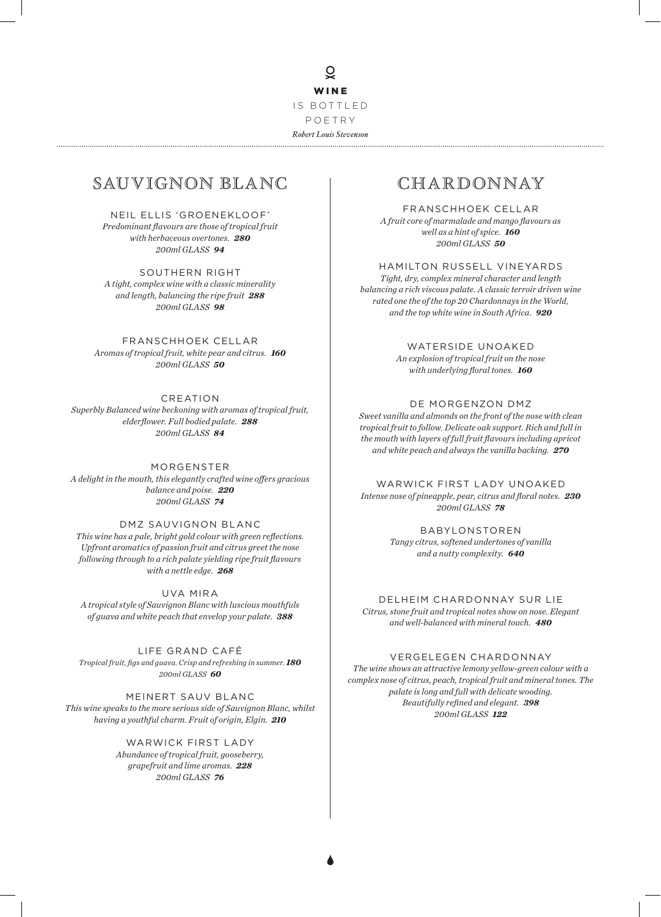**WINE**

IS BOTTLED

POETRY

*Robert Louis Stevenson*

## SAUVIGNON BLANC

### NEIL ELLIS 'GROENEKLOOF'

*Predominant flavours are those of tropical fruit with herbaceous overtones.* ***280***

*200ml GLASS* ***94***

### SOUTHERN RIGHT

*A tight, complex wine with a classic minerality and length, balancing the ripe fruit* ***288***

*200ml GLASS* ***98***

### FRANSCHHOEK CELLAR

*Aromas of tropical fruit, white pear and citrus.* ***160***

*200ml GLASS* ***50***

### CREATION

*Superbly Balanced wine beckoning with aromas of tropical fruit, elderflower. Full bodied palate.* ***288***

*200ml GLASS* ***84***

### MORGENSTER

*A delight in the mouth, this elegantly crafted wine offers gracious balance and poise.* ***220***

*200ml GLASS* ***74***

### DMZ SAUVIGNON BLANC

*This wine has a pale, bright gold colour with green reflections. Upfront aromatics of passion fruit and citrus greet the nose following through to a rich palate yielding ripe fruit flavours with a nettle edge.* ***268***

### UVA MIRA

*A tropical style of Sauvignon Blanc with luscious mouthfuls of guava and white peach that envelop your palate.* ***388***

### LIFE GRAND CAFÉ

*Tropical fruit, figs and guava. Crisp and refreshing in summer.* ***180***

*200ml GLASS* ***60***

### MEINERT SAUV BLANC

*This wine speaks to the more serious side of Sauvignon Blanc, whilst having a youthful charm. Fruit of origin, Elgin.* ***210***

### WARWICK FIRST LADY

*Abundance of tropical fruit, gooseberry, grapefruit and lime aromas.* ***228***

*200ml GLASS* ***76***

## CHARDONNAY

### FRANSCHHOEK CELLAR

*A fruit core of marmalade and mango flavours as well as a hint of spice.* ***160***

*200ml GLASS* ***50***

### HAMILTON RUSSELL VINEYARDS

*Tight, dry, complex mineral character and length balancing a rich viscous palate. A classic terroir driven wine rated one the of the top 20 Chardonnays in the World, and the top white wine in South Africa.* ***920***

### WATERSIDE UNOAKED

*An explosion of tropical fruit on the nose with underlying floral tones.* ***160***

### DE MORGENZON DMZ

*Sweet vanilla and almonds on the front of the nose with clean tropical fruit to follow. Delicate oak support. Rich and full in the mouth with layers of full fruit flavours including apricot and white peach and always the vanilla backing.* ***270***

### WARWICK FIRST LADY UNOAKED

*Intense nose of pineapple, pear, citrus and floral notes.* ***230***

*200ml GLASS* ***78***

### BABYLONSTOREN

*Tangy citrus, softened undertones of vanilla and a nutty complexity.* ***640***

### DELHEIM CHARDONNAY SUR LIE

*Citrus, stone fruit and tropical notes show on nose. Elegant and well-balanced with mineral touch.* ***480***

### VERGELEGEN CHARDONNAY

*The wine shows an attractive lemony yellow-green colour with a complex nose of citrus, peach, tropical fruit and mineral tones. The palate is long and full with delicate wooding. Beautifully refined and elegant.* ***398***

*200ml GLASS* ***122***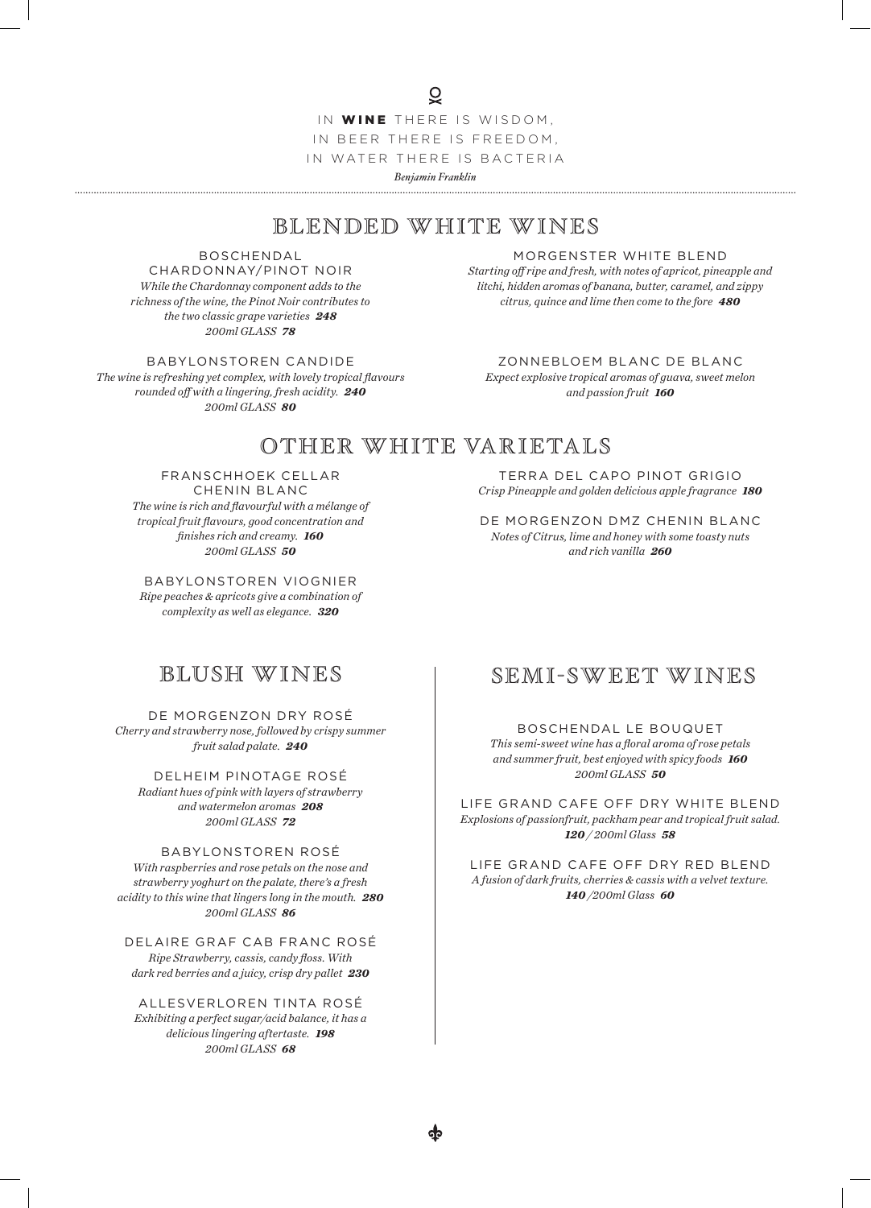IN **WINE** THERE IS WISDOM,
IN BEER THERE IS FREEDOM,
IN WATER THERE IS BACTERIA

*Benjamin Franklin*

## BLENDED WHITE WINES

### BOSCHENDAL CHARDONNAY/PINOT NOIR

*While the Chardonnay component adds to the richness of the wine, the Pinot Noir contributes to the two classic grape varieties* ***248***
*200ml GLASS* ***78***

### BABYLONSTOREN CANDIDE

*The wine is refreshing yet complex, with lovely tropical flavours rounded off with a lingering, fresh acidity.* ***240***
*200ml GLASS* ***80***

### MORGENSTER WHITE BLEND

*Starting off ripe and fresh, with notes of apricot, pineapple and litchi, hidden aromas of banana, butter, caramel, and zippy citrus, quince and lime then come to the fore* ***480***

### ZONNEBLOEM BLANC DE BLANC

*Expect explosive tropical aromas of guava, sweet melon and passion fruit* ***160***

## OTHER WHITE VARIETALS

### FRANSCHHOEK CELLAR CHENIN BLANC

*The wine is rich and flavourful with a mélange of tropical fruit flavours, good concentration and finishes rich and creamy.* ***160***
*200ml GLASS* ***50***

### BABYLONSTOREN VIOGNIER

*Ripe peaches & apricots give a combination of complexity as well as elegance.* ***320***

### TERRA DEL CAPO PINOT GRIGIO

*Crisp Pineapple and golden delicious apple fragrance* ***180***

### DE MORGENZON DMZ CHENIN BLANC

*Notes of Citrus, lime and honey with some toasty nuts and rich vanilla* ***260***

## BLUSH WINES

### DE MORGENZON DRY ROSÉ

*Cherry and strawberry nose, followed by crispy summer fruit salad palate.* ***240***

### DELHEIM PINOTAGE ROSÉ

*Radiant hues of pink with layers of strawberry and watermelon aromas* ***208***
*200ml GLASS* ***72***

### BABYLONSTOREN ROSÉ

*With raspberries and rose petals on the nose and strawberry yoghurt on the palate, there's a fresh acidity to this wine that lingers long in the mouth.* ***280***
*200ml GLASS* ***86***

### DELAIRE GRAF CAB FRANC ROSÉ

*Ripe Strawberry, cassis, candy floss. With dark red berries and a juicy, crisp dry pallet* ***230***

### ALLESVERLOREN TINTA ROSÉ

*Exhibiting a perfect sugar/acid balance, it has a delicious lingering aftertaste.* ***198***
*200ml GLASS* ***68***

## SEMI-SWEET WINES

### BOSCHENDAL LE BOUQUET

*This semi-sweet wine has a floral aroma of rose petals and summer fruit, best enjoyed with spicy foods* ***160***
*200ml GLASS* ***50***

### LIFE GRAND CAFE OFF DRY WHITE BLEND

*Explosions of passionfruit, packham pear and tropical fruit salad.*
***120*** */ 200ml Glass* ***58***

### LIFE GRAND CAFE OFF DRY RED BLEND

*A fusion of dark fruits, cherries & cassis with a velvet texture.*
***140*** */200ml Glass* ***60***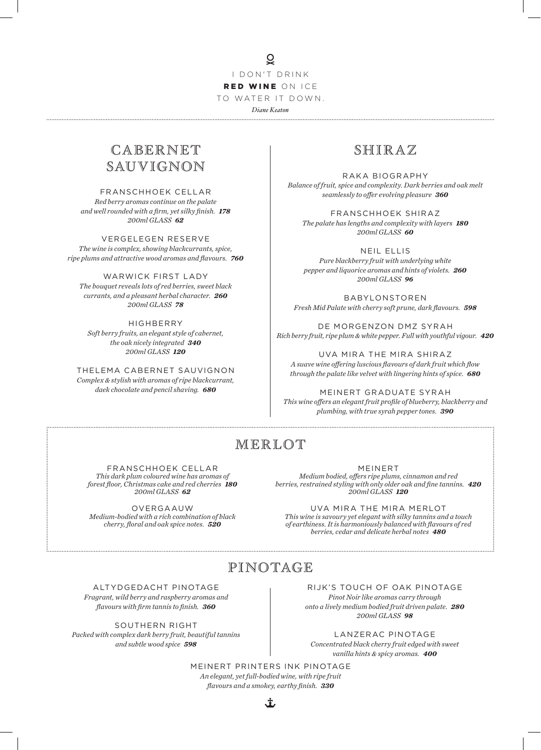I DON'T DRINK **RED WINE** ON ICE TO WATER IT DOWN.

*Diane Keaton*

## CABERNET SAUVIGNON

FRANSCHHOEK CELLAR
*Red berry aromas continue on the palate and well rounded with a firm, yet silky finish.* ***178***
*200ml GLASS* ***62***

VERGELEGEN RESERVE
*The wine is complex, showing blackcurrants, spice, ripe plums and attractive wood aromas and flavours.* ***760***

WARWICK FIRST LADY
*The bouquet reveals lots of red berries, sweet black currants, and a pleasant herbal character.* ***260***
*200ml GLASS* ***78***

HIGHBERRY
*Soft berry fruits, an elegant style of cabernet, the oak nicely integrated* ***340***
*200ml GLASS* ***120***

THELEMA CABERNET SAUVIGNON
*Complex & stylish with aromas of ripe blackcurrant, daek chocolate and pencil shaving.* ***680***

## SHIRAZ

RAKA BIOGRAPHY
*Balance of fruit, spice and complexity. Dark berries and oak melt seamlessly to offer evolving pleasure* ***360***

FRANSCHHOEK SHIRAZ
*The palate has lengths and complexity with layers* ***180***
*200ml GLASS* ***60***

NEIL ELLIS
*Pure blackberry fruit with underlying white pepper and liquorice aromas and hints of violets.* ***260***
*200ml GLASS* ***96***

BABYLONSTOREN
*Fresh Mid Palate with cherry soft prune, dark flavours.* ***598***

DE MORGENZON DMZ SYRAH
*Rich berry fruit, ripe plum & white pepper. Full with youthful vigour.* ***420***

UVA MIRA THE MIRA SHIRAZ
*A suave wine offering luscious flavours of dark fruit which flow through the palate like velvet with lingering hints of spice.* ***680***

MEINERT GRADUATE SYRAH
*This wine offers an elegant fruit profile of blueberry, blackberry and plumbing, with true syrah pepper tones.* ***390***

## MERLOT

FRANSCHHOEK CELLAR
*This dark plum coloured wine has aromas of forest floor, Christmas cake and red cherries* ***180***
*200ml GLASS* ***62***

OVERGAAUW
*Medium-bodied with a rich combination of black cherry, floral and oak spice notes.* ***520***

MEINERT
*Medium bodied, offers ripe plums, cinnamon and red berries, restrained styling with only older oak and fine tannins.* ***420***
*200ml GLASS* ***120***

UVA MIRA THE MIRA MERLOT
*This wine is savoury yet elegant with silky tannins and a touch of earthiness. It is harmoniously balanced with flavours of red berries, cedar and delicate herbal notes* ***480***

## PINOTAGE

ALTYDGEDACHT PINOTAGE
*Fragrant, wild berry and raspberry aromas and flavours with firm tannis to finish.* ***360***

SOUTHERN RIGHT
*Packed with complex dark berry fruit, beautiful tannins and subtle wood spice* ***598***

RIJK'S TOUCH OF OAK PINOTAGE
*Pinot Noir like aromas carry through onto a lively medium bodied fruit driven palate.* ***280***
*200ml GLASS* ***98***

LANZERAC PINOTAGE
*Concentrated black cherry fruit edged with sweet vanilla hints & spicy aromas.* ***400***

MEINERT PRINTERS INK PINOTAGE
*An elegant, yet full-bodied wine, with ripe fruit flavours and a smokey, earthy finish.* ***330***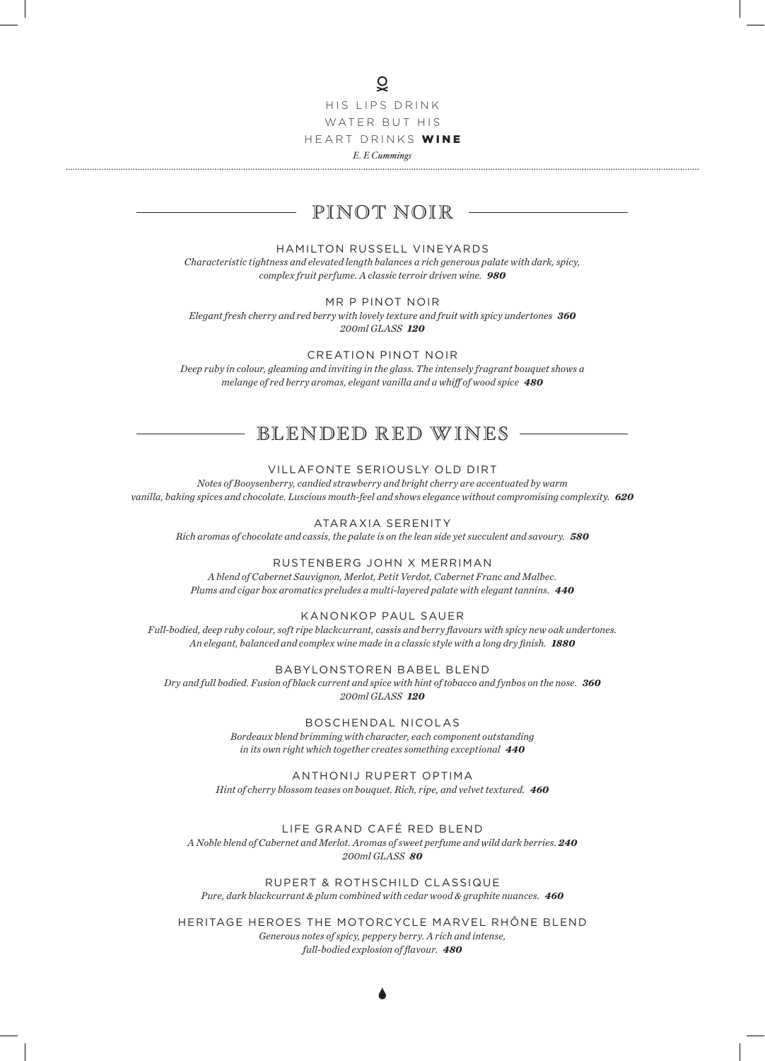HIS LIPS DRINK
WATER BUT HIS
HEART DRINKS **WINE**

*E. E Cummings*

## PINOT NOIR

### HAMILTON RUSSELL VINEYARDS

*Characteristic tightness and elevated length balances a rich generous palate with dark, spicy, complex fruit perfume. A classic terroir driven wine.* ***980***

### MR P PINOT NOIR

*Elegant fresh cherry and red berry with lovely texture and fruit with spicy undertones* ***360***
*200ml GLASS* ***120***

### CREATION PINOT NOIR

*Deep ruby in colour, gleaming and inviting in the glass. The intensely fragrant bouquet shows a melange of red berry aromas, elegant vanilla and a whiff of wood spice* ***480***

## BLENDED RED WINES

### VILLAFONTE SERIOUSLY OLD DIRT

*Notes of Booysenberry, candied strawberry and bright cherry are accentuated by warm vanilla, baking spices and chocolate. Luscious mouth-feel and shows elegance without compromising complexity.* ***620***

### ATARAXIA SERENITY

*Rich aromas of chocolate and cassis, the palate is on the lean side yet succulent and savoury.* ***580***

### RUSTENBERG JOHN X MERRIMAN

*A blend of Cabernet Sauvignon, Merlot, Petit Verdot, Cabernet Franc and Malbec. Plums and cigar box aromatics preludes a multi-layered palate with elegant tannins.* ***440***

### KANONKOP PAUL SAUER

*Full-bodied, deep ruby colour, soft ripe blackcurrant, cassis and berry flavours with spicy new oak undertones. An elegant, balanced and complex wine made in a classic style with a long dry finish.* ***1880***

### BABYLONSTOREN BABEL BLEND

*Dry and full bodied. Fusion of black current and spice with hint of tobacco and fynbos on the nose.* ***360***
*200ml GLASS* ***120***

### BOSCHENDAL NICOLAS

*Bordeaux blend brimming with character, each component outstanding in its own right which together creates something exceptional* ***440***

### ANTHONIJ RUPERT OPTIMA

*Hint of cherry blossom teases on bouquet. Rich, ripe, and velvet textured.* ***460***

### LIFE GRAND CAFÉ RED BLEND

*A Noble blend of Cabernet and Merlot. Aromas of sweet perfume and wild dark berries.* ***240***
*200ml GLASS* ***80***

### RUPERT & ROTHSCHILD CLASSIQUE

*Pure, dark blackcurrant & plum combined with cedar wood & graphite nuances.* ***460***

### HERITAGE HEROES THE MOTORCYCLE MARVEL RHÔNE BLEND

*Generous notes of spicy, peppery berry. A rich and intense, full-bodied explosion of flavour.* ***480***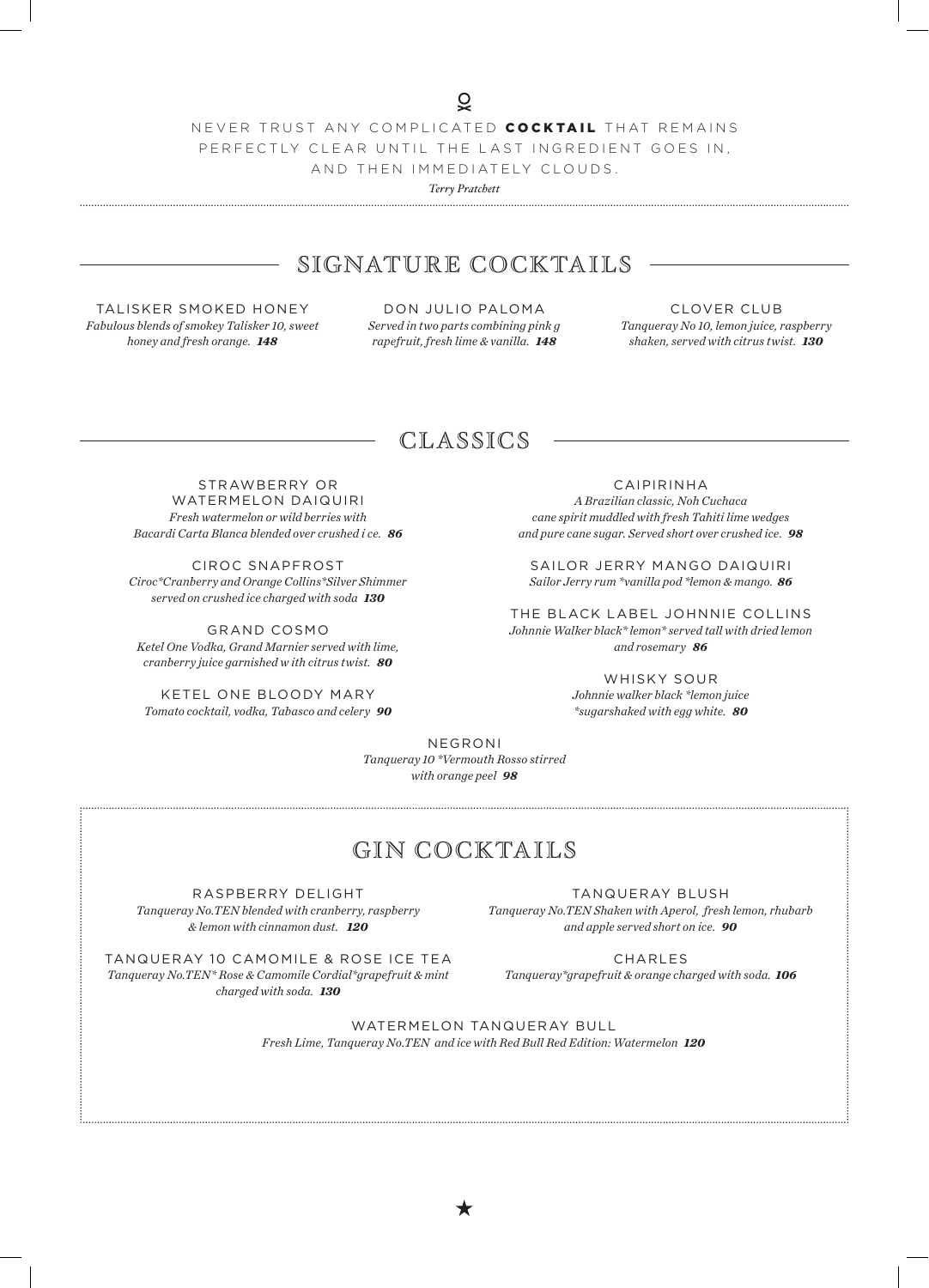NEVER TRUST ANY COMPLICATED **COCKTAIL** THAT REMAINS PERFECTLY CLEAR UNTIL THE LAST INGREDIENT GOES IN, AND THEN IMMEDIATELY CLOUDS.

*Terry Pratchett*

## SIGNATURE COCKTAILS

TALISKER SMOKED HONEY
*Fabulous blends of smokey Talisker 10, sweet honey and fresh orange.* ***148***

DON JULIO PALOMA
*Served in two parts combining pink g rapefruit, fresh lime & vanilla.* ***148***

CLOVER CLUB
*Tanqueray No 10, lemon juice, raspberry shaken, served with citrus twist.* ***130***

## CLASSICS

STRAWBERRY OR WATERMELON DAIQUIRI
*Fresh watermelon or wild berries with Bacardi Carta Blanca blended over crushed i ce.* ***86***

CIROC SNAPFROST
*Ciroc*Cranberry and Orange Collins*Silver Shimmer served on crushed ice charged with soda* ***130***

GRAND COSMO
*Ketel One Vodka, Grand Marnier served with lime, cranberry juice garnished w ith citrus twist.* ***80***

KETEL ONE BLOODY MARY
*Tomato cocktail, vodka, Tabasco and celery* ***90***

CAIPIRINHA
*A Brazilian classic, Noh Cuchaca cane spirit muddled with fresh Tahiti lime wedges and pure cane sugar. Served short over crushed ice.* ***98***

SAILOR JERRY MANGO DAIQUIRI
*Sailor Jerry rum *vanilla pod *lemon & mango.* ***86***

THE BLACK LABEL JOHNNIE COLLINS
*Johnnie Walker black* lemon* served tall with dried lemon and rosemary* ***86***

WHISKY SOUR
*Johnnie walker black *lemon juice *sugarshaked with egg white.* ***80***

NEGRONI
*Tanqueray 10 *Vermouth Rosso stirred with orange peel* ***98***

## GIN COCKTAILS

RASPBERRY DELIGHT
*Tanqueray No.TEN blended with cranberry, raspberry & lemon with cinnamon dust.* ***120***

TANQUERAY 10 CAMOMILE & ROSE ICE TEA
*Tanqueray No.TEN* Rose & Camomile Cordial*grapefruit & mint charged with soda.* ***130***

TANQUERAY BLUSH
*Tanqueray No.TEN Shaken with Aperol, fresh lemon, rhubarb and apple served short on ice.* ***90***

CHARLES
*Tanqueray*grapefruit & orange charged with soda.* ***106***

WATERMELON TANQUERAY BULL
*Fresh Lime, Tanqueray No.TEN and ice with Red Bull Red Edition: Watermelon* ***120***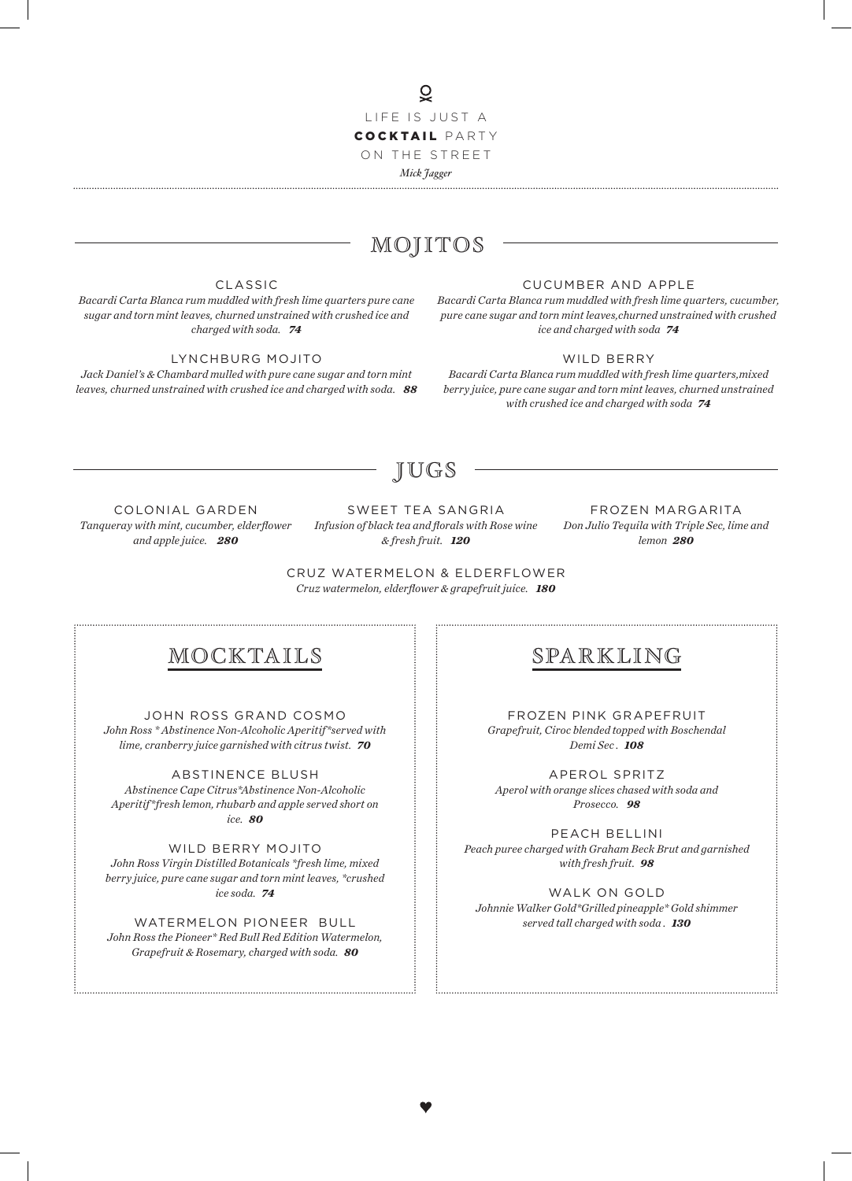LIFE IS JUST A **COCKTAIL** PARTY ON THE STREET

*Mick Jagger*

## MOJITOS

### CLASSIC
*Bacardi Carta Blanca rum muddled with fresh lime quarters pure cane sugar and torn mint leaves, churned unstrained with crushed ice and charged with soda.* ***74***

### LYNCHBURG MOJITO
*Jack Daniel's & Chambard mulled with pure cane sugar and torn mint leaves, churned unstrained with crushed ice and charged with soda.* ***88***

### CUCUMBER AND APPLE
*Bacardi Carta Blanca rum muddled with fresh lime quarters, cucumber, pure cane sugar and torn mint leaves,churned unstrained with crushed ice and charged with soda* ***74***

### WILD BERRY
*Bacardi Carta Blanca rum muddled with fresh lime quarters,mixed berry juice, pure cane sugar and torn mint leaves, churned unstrained with crushed ice and charged with soda* ***74***

## JUGS

### COLONIAL GARDEN
*Tanqueray with mint, cucumber, elderflower and apple juice.* ***280***

### SWEET TEA SANGRIA
*Infusion of black tea and florals with Rose wine & fresh fruit.* ***120***

### FROZEN MARGARITA
*Don Julio Tequila with Triple Sec, lime and lemon* ***280***

### CRUZ WATERMELON & ELDERFLOWER
*Cruz watermelon, elderflower & grapefruit juice.* ***180***

## MOCKTAILS

### JOHN ROSS GRAND COSMO
*John Ross * Abstinence Non-Alcoholic Aperitif*served with lime, cranberry juice garnished with citrus twist.* ***70***

### ABSTINENCE BLUSH
*Abstinence Cape Citrus*Abstinence Non-Alcoholic Aperitif*fresh lemon, rhubarb and apple served short on ice.* ***80***

### WILD BERRY MOJITO
*John Ross Virgin Distilled Botanicals *fresh lime, mixed berry juice, pure cane sugar and torn mint leaves, *crushed ice soda.* ***74***

### WATERMELON PIONEER BULL
*John Ross the Pioneer* Red Bull Red Edition Watermelon, Grapefruit & Rosemary, charged with soda.* ***80***

## SPARKLING

### FROZEN PINK GRAPEFRUIT
*Grapefruit, Ciroc blended topped with Boschendal Demi Sec .* ***108***

### APEROL SPRITZ
*Aperol with orange slices chased with soda and Prosecco.* ***98***

### PEACH BELLINI
*Peach puree charged with Graham Beck Brut and garnished with fresh fruit.* ***98***

### WALK ON GOLD
*Johnnie Walker Gold*Grilled pineapple* Gold shimmer served tall charged with soda .* ***130***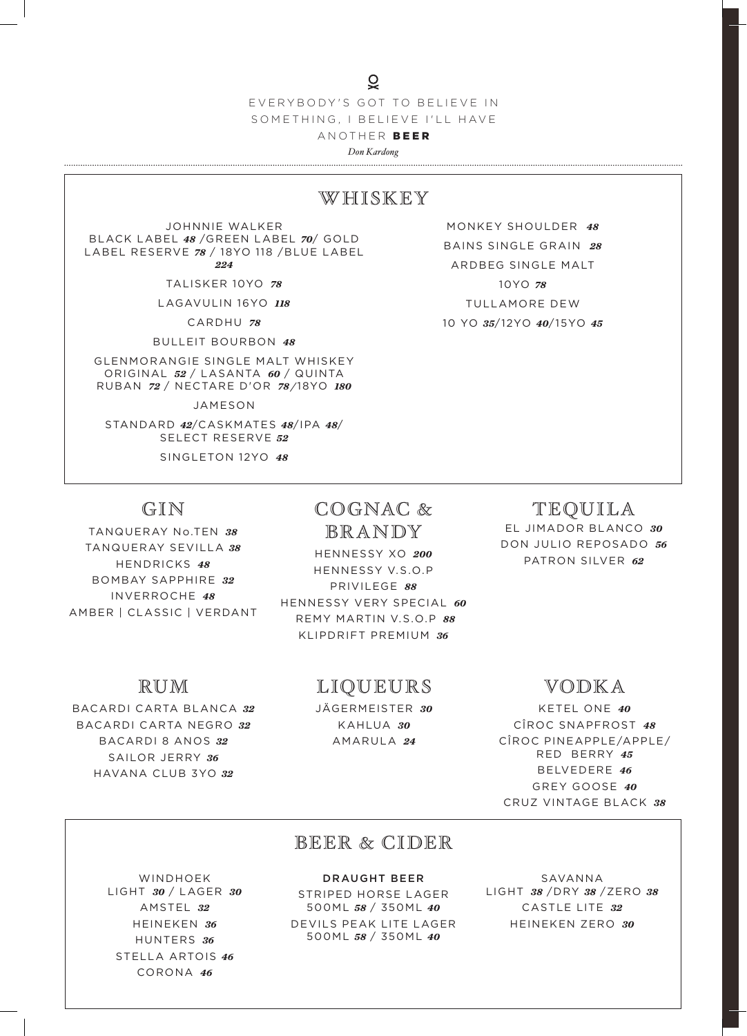EVERYBODY'S GOT TO BELIEVE IN SOMETHING, I BELIEVE I'LL HAVE ANOTHER **BEER**

*Don Kardong*

## WHISKEY

JOHNNIE WALKER
BLACK LABEL ***48*** / GREEN LABEL ***70*** / GOLD LABEL RESERVE ***78*** / 18YO 118 / BLUE LABEL ***224***

TALISKER 10YO ***78***

LAGAVULIN 16YO ***118***

CARDHU ***78***

BULLEIT BOURBON ***48***

GLENMORANGIE SINGLE MALT WHISKEY
ORIGINAL ***52*** / LASANTA ***60*** / QUINTA RUBAN ***72*** / NECTARE D'OR ***78*** / 18YO ***180***

JAMESON
STANDARD ***42*** / CASKMATES ***48*** / IPA ***48*** / SELECT RESERVE ***52***

SINGLETON 12YO ***48***

MONKEY SHOULDER ***48***

BAINS SINGLE GRAIN ***28***

ARDBEG SINGLE MALT
10YO ***78***

TULLAMORE DEW
10 YO ***35*** / 12YO ***40*** / 15YO ***45***

## GIN

TANQUERAY No.TEN ***38***

TANQUERAY SEVILLA ***38***

HENDRICKS ***48***

BOMBAY SAPPHIRE ***32***

INVERROCHE ***48***
AMBER | CLASSIC | VERDANT

## COGNAC & BRANDY

HENNESSY XO ***200***

HENNESSY V.S.O.P PRIVILEGE ***88***

HENNESSY VERY SPECIAL ***60***

REMY MARTIN V.S.O.P ***88***

KLIPDRIFT PREMIUM ***36***

## TEQUILA

EL JIMADOR BLANCO ***30***

DON JULIO REPOSADO ***56***

PATRON SILVER ***62***

## RUM

BACARDI CARTA BLANCA ***32***

BACARDI CARTA NEGRO ***32***

BACARDI 8 ANOS ***32***

SAILOR JERRY ***36***

HAVANA CLUB 3YO ***32***

## LIQUEURS

JÄGERMEISTER ***30***

KAHLUA ***30***

AMARULA ***24***

## VODKA

KETEL ONE ***40***

CÎROC SNAPFROST ***48***

CÎROC PINEAPPLE/APPLE/RED BERRY ***45***

BELVEDERE ***46***

GREY GOOSE ***40***

CRUZ VINTAGE BLACK ***38***

## BEER & CIDER

WINDHOEK
LIGHT ***30*** / LAGER ***30***

AMSTEL ***32***

HEINEKEN ***36***

HUNTERS ***36***

STELLA ARTOIS ***46***

CORONA ***46***

**DRAUGHT BEER**

STRIPED HORSE LAGER
500ML ***58*** / 350ML ***40***

DEVILS PEAK LITE LAGER
500ML ***58*** / 350ML ***40***

SAVANNA
LIGHT ***38*** / DRY ***38*** / ZERO ***38***

CASTLE LITE ***32***

HEINEKEN ZERO ***30***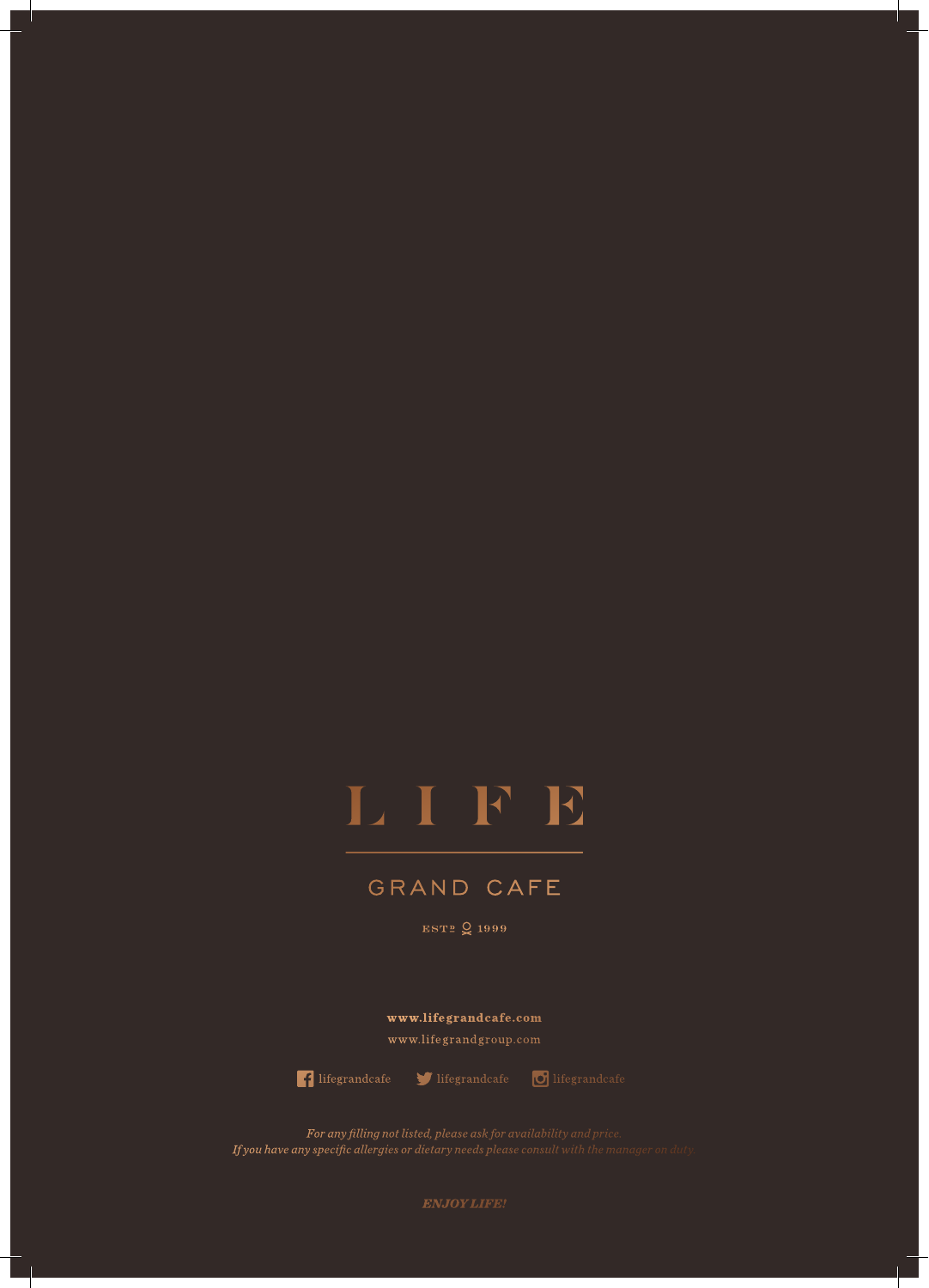# L I F E

## GRAND CAFE

ESTº 1999

**www.lifegrandcafe.com**

www.lifegrandgroup.com

lifegrandcafe lifegrandcafe lifegrandcafe

*For any filling not listed, please ask for availability and price.*
*If you have any specific allergies or dietary needs please consult with the manager on duty.*

***ENJOY LIFE!***